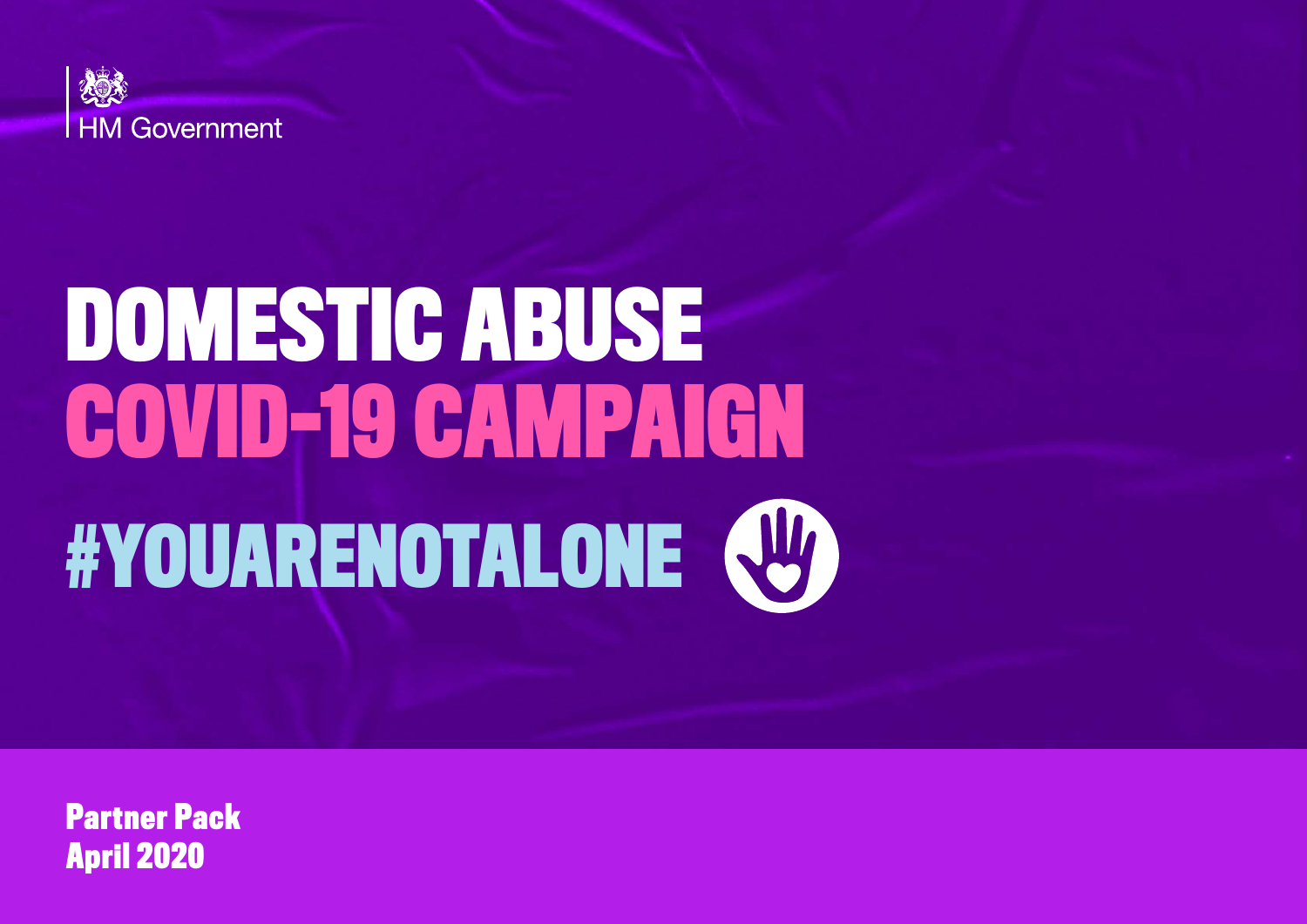HM Government

# DOMESTIC ABUSE COVID-19 CAMPAIGN

## #YOUARENOTALONE

**Partner Pack**
**April 2020**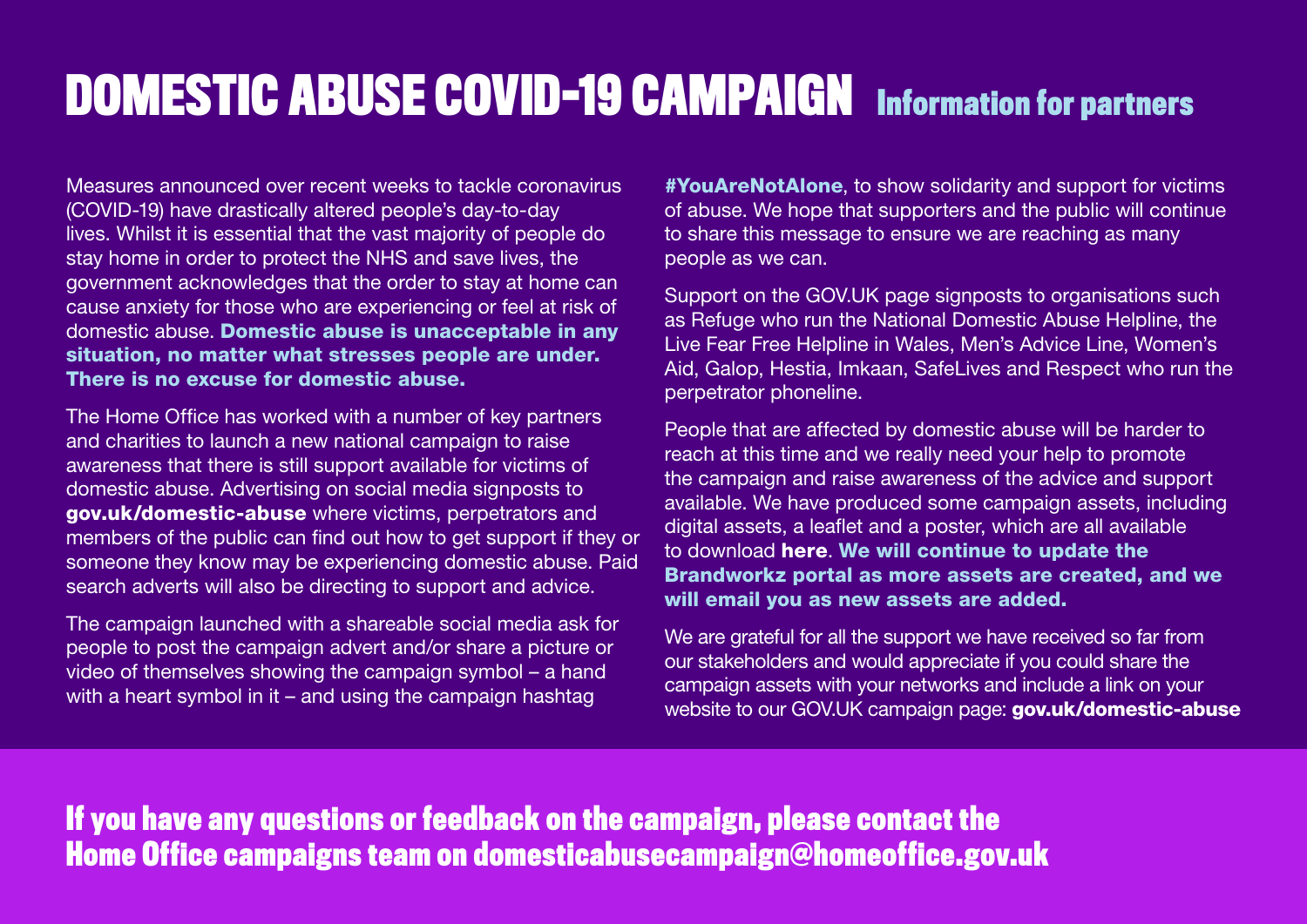# DOMESTIC ABUSE COVID-19 CAMPAIGN Information for partners

Measures announced over recent weeks to tackle coronavirus (COVID-19) have drastically altered people's day-to-day lives. Whilst it is essential that the vast majority of people do stay home in order to protect the NHS and save lives, the government acknowledges that the order to stay at home can cause anxiety for those who are experiencing or feel at risk of domestic abuse. **Domestic abuse is unacceptable in any situation, no matter what stresses people are under. There is no excuse for domestic abuse.**

The Home Office has worked with a number of key partners and charities to launch a new national campaign to raise awareness that there is still support available for victims of domestic abuse. Advertising on social media signposts to **gov.uk/domestic-abuse** where victims, perpetrators and members of the public can find out how to get support if they or someone they know may be experiencing domestic abuse. Paid search adverts will also be directing to support and advice.

The campaign launched with a shareable social media ask for people to post the campaign advert and/or share a picture or video of themselves showing the campaign symbol – a hand with a heart symbol in it – and using the campaign hashtag **#YouAreNotAlone**, to show solidarity and support for victims of abuse. We hope that supporters and the public will continue to share this message to ensure we are reaching as many people as we can.

Support on the GOV.UK page signposts to organisations such as Refuge who run the National Domestic Abuse Helpline, the Live Fear Free Helpline in Wales, Men's Advice Line, Women's Aid, Galop, Hestia, Imkaan, SafeLives and Respect who run the perpetrator phoneline.

People that are affected by domestic abuse will be harder to reach at this time and we really need your help to promote the campaign and raise awareness of the advice and support available. We have produced some campaign assets, including digital assets, a leaflet and a poster, which are all available to download **here**. **We will continue to update the Brandworkz portal as more assets are created, and we will email you as new assets are added.**

We are grateful for all the support we have received so far from our stakeholders and would appreciate if you could share the campaign assets with your networks and include a link on your website to our GOV.UK campaign page: **gov.uk/domestic-abuse**

**If you have any questions or feedback on the campaign, please contact the Home Office campaigns team on domesticabusecampaign@homeoffice.gov.uk**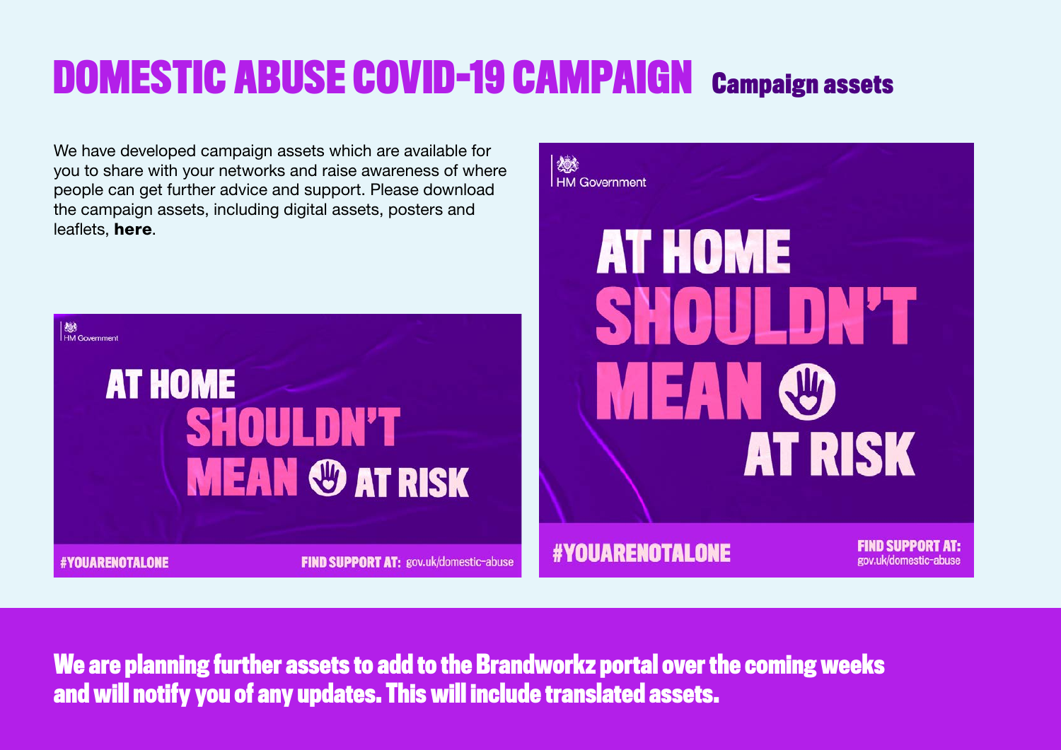# DOMESTIC ABUSE COVID-19 CAMPAIGN

## Campaign assets

We have developed campaign assets which are available for you to share with your networks and raise awareness of where people can get further advice and support. Please download the campaign assets, including digital assets, posters and leaflets, **here**.

**We are planning further assets to add to the Brandworkz portal over the coming weeks and will notify you of any updates. This will include translated assets.**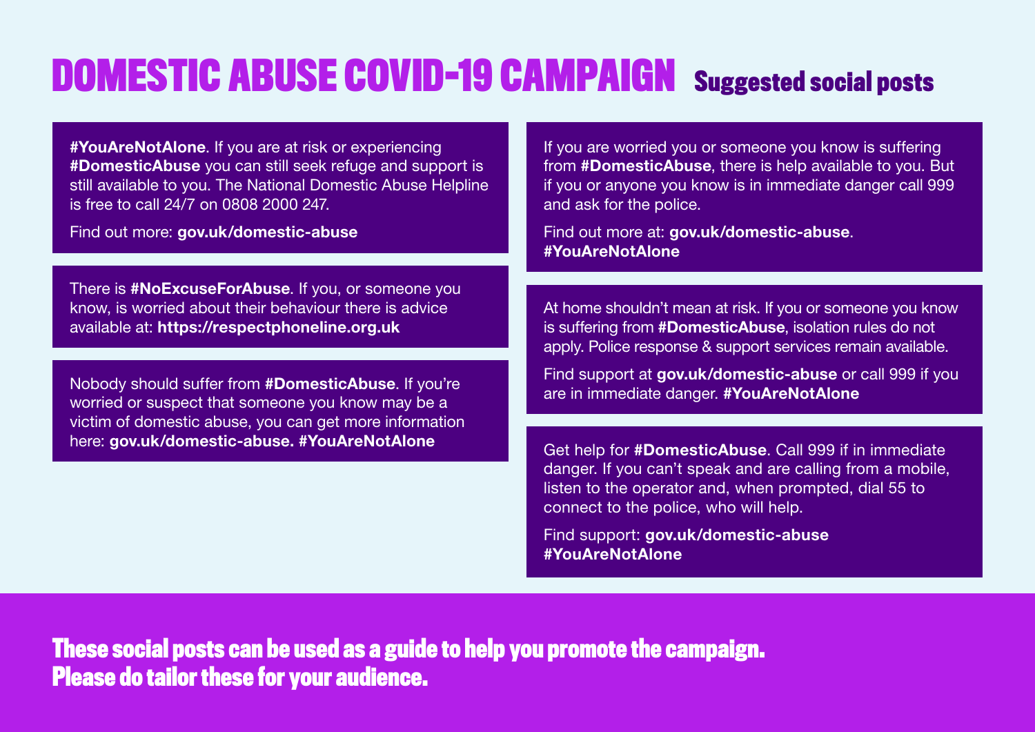# DOMESTIC ABUSE COVID-19 CAMPAIGN

## Suggested social posts

**#YouAreNotAlone**. If you are at risk or experiencing **#DomesticAbuse** you can still seek refuge and support is still available to you. The National Domestic Abuse Helpline is free to call 24/7 on 0808 2000 247.

Find out more: **gov.uk/domestic-abuse**

---

There is **#NoExcuseForAbuse**. If you, or someone you know, is worried about their behaviour there is advice available at: **https://respectphoneline.org.uk**

---

Nobody should suffer from **#DomesticAbuse**. If you're worried or suspect that someone you know may be a victim of domestic abuse, you can get more information here: **gov.uk/domestic-abuse. #YouAreNotAlone**

---

If you are worried you or someone you know is suffering from **#DomesticAbuse**, there is help available to you. But if you or anyone you know is in immediate danger call 999 and ask for the police.

Find out more at: **gov.uk/domestic-abuse**. **#YouAreNotAlone**

---

At home shouldn't mean at risk. If you or someone you know is suffering from **#DomesticAbuse**, isolation rules do not apply. Police response & support services remain available.

Find support at **gov.uk/domestic-abuse** or call 999 if you are in immediate danger. **#YouAreNotAlone**

---

Get help for **#DomesticAbuse**. Call 999 if in immediate danger. If you can't speak and are calling from a mobile, listen to the operator and, when prompted, dial 55 to connect to the police, who will help.

Find support: **gov.uk/domestic-abuse** **#YouAreNotAlone**

---

**These social posts can be used as a guide to help you promote the campaign. Please do tailor these for your audience.**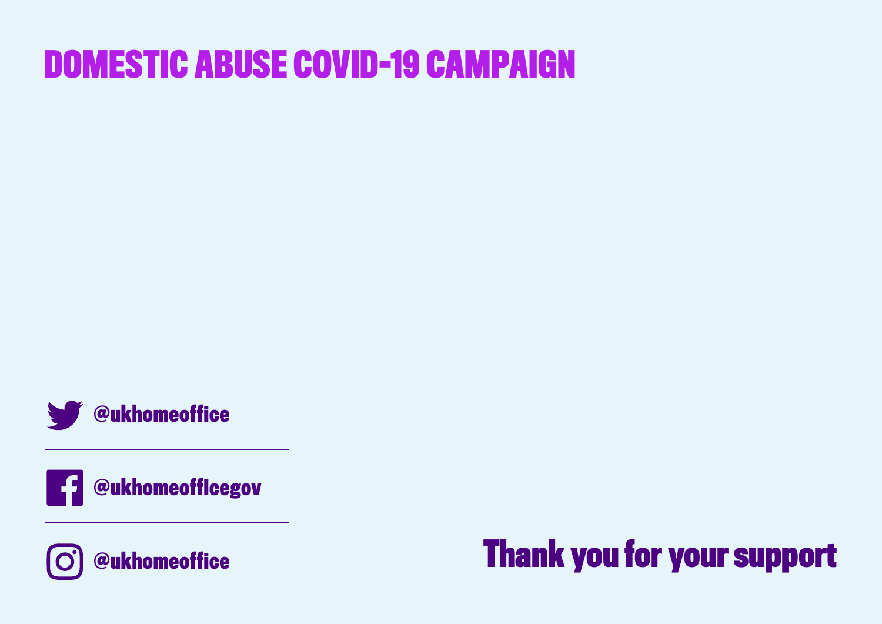# DOMESTIC ABUSE COVID-19 CAMPAIGN

@ukhomeoffice

@ukhomeofficegov

@ukhomeoffice

**Thank you for your support**